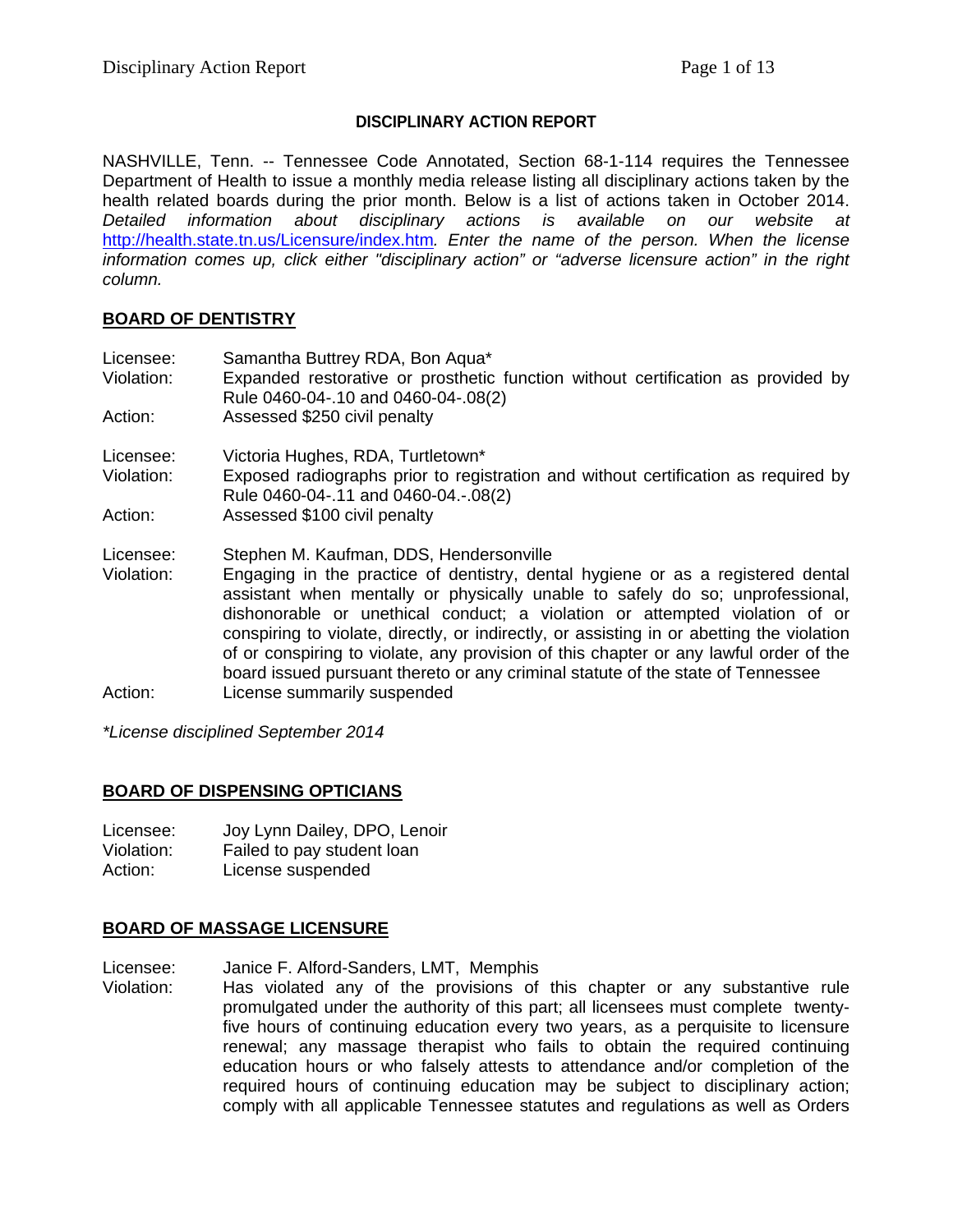**DISCIPLINARY ACTION REPORT**

NASHVILLE, Tenn. -- Tennessee Code Annotated, Section 68-1-114 requires the Tennessee Department of Health to issue a monthly media release listing all disciplinary actions taken by the health related boards during the prior month. Below is a list of actions taken in October 2014. *Detailed information about disciplinary actions is available on our website at* [http://health.state.tn.us/Licensure/index.htm](http://health.state.tn.us/Licensure/index.htm)*. Enter the name of the person. When the license information comes up, click either "disciplinary action" or "adverse licensure action" in the right column.*

## BOARD OF DENTISTRY

Licensee: Samantha Buttrey RDA, Bon Aqua*
Violation: Expanded restorative or prosthetic function without certification as provided by Rule 0460-04-.10 and 0460-04-.08(2)
Action: Assessed $250 civil penalty

Licensee: Victoria Hughes, RDA, Turtletown*
Violation: Exposed radiographs prior to registration and without certification as required by Rule 0460-04-.11 and 0460-04.-.08(2)
Action: Assessed $100 civil penalty

Licensee: Stephen M. Kaufman, DDS, Hendersonville
Violation: Engaging in the practice of dentistry, dental hygiene or as a registered dental assistant when mentally or physically unable to safely do so; unprofessional, dishonorable or unethical conduct; a violation or attempted violation of or conspiring to violate, directly, or indirectly, or assisting in or abetting the violation of or conspiring to violate, any provision of this chapter or any lawful order of the board issued pursuant thereto or any criminal statute of the state of Tennessee
Action: License summarily suspended

*\*License disciplined September 2014*

## BOARD OF DISPENSING OPTICIANS

Licensee: Joy Lynn Dailey, DPO, Lenoir
Violation: Failed to pay student loan
Action: License suspended

## BOARD OF MASSAGE LICENSURE

Licensee: Janice F. Alford-Sanders, LMT, Memphis
Violation: Has violated any of the provisions of this chapter or any substantive rule promulgated under the authority of this part; all licensees must complete twenty-five hours of continuing education every two years, as a perquisite to licensure renewal; any massage therapist who fails to obtain the required continuing education hours or who falsely attests to attendance and/or completion of the required hours of continuing education may be subject to disciplinary action; comply with all applicable Tennessee statutes and regulations as well as Orders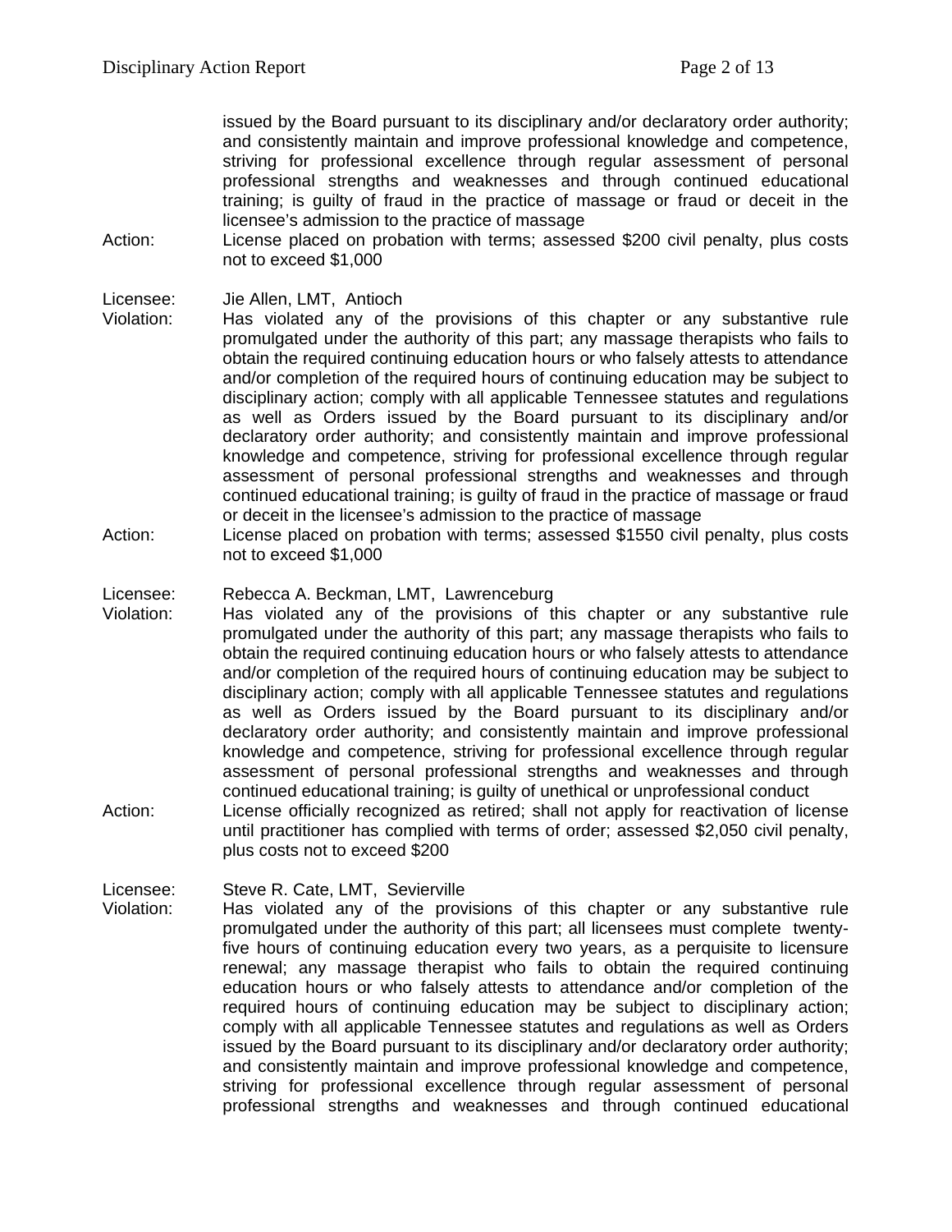issued by the Board pursuant to its disciplinary and/or declaratory order authority; and consistently maintain and improve professional knowledge and competence, striving for professional excellence through regular assessment of personal professional strengths and weaknesses and through continued educational training; is guilty of fraud in the practice of massage or fraud or deceit in the licensee's admission to the practice of massage

Action: License placed on probation with terms; assessed $200 civil penalty, plus costs not to exceed $1,000

Licensee: Jie Allen, LMT, Antioch

Violation: Has violated any of the provisions of this chapter or any substantive rule promulgated under the authority of this part; any massage therapists who fails to obtain the required continuing education hours or who falsely attests to attendance and/or completion of the required hours of continuing education may be subject to disciplinary action; comply with all applicable Tennessee statutes and regulations as well as Orders issued by the Board pursuant to its disciplinary and/or declaratory order authority; and consistently maintain and improve professional knowledge and competence, striving for professional excellence through regular assessment of personal professional strengths and weaknesses and through continued educational training; is guilty of fraud in the practice of massage or fraud or deceit in the licensee's admission to the practice of massage

Action: License placed on probation with terms; assessed $1550 civil penalty, plus costs not to exceed $1,000

Licensee: Rebecca A. Beckman, LMT, Lawrenceburg

Violation: Has violated any of the provisions of this chapter or any substantive rule promulgated under the authority of this part; any massage therapists who fails to obtain the required continuing education hours or who falsely attests to attendance and/or completion of the required hours of continuing education may be subject to disciplinary action; comply with all applicable Tennessee statutes and regulations as well as Orders issued by the Board pursuant to its disciplinary and/or declaratory order authority; and consistently maintain and improve professional knowledge and competence, striving for professional excellence through regular assessment of personal professional strengths and weaknesses and through continued educational training; is guilty of unethical or unprofessional conduct

Action: License officially recognized as retired; shall not apply for reactivation of license until practitioner has complied with terms of order; assessed $2,050 civil penalty, plus costs not to exceed $200

Licensee: Steve R. Cate, LMT, Sevierville

Violation: Has violated any of the provisions of this chapter or any substantive rule promulgated under the authority of this part; all licensees must complete twenty-five hours of continuing education every two years, as a perquisite to licensure renewal; any massage therapist who fails to obtain the required continuing education hours or who falsely attests to attendance and/or completion of the required hours of continuing education may be subject to disciplinary action; comply with all applicable Tennessee statutes and regulations as well as Orders issued by the Board pursuant to its disciplinary and/or declaratory order authority; and consistently maintain and improve professional knowledge and competence, striving for professional excellence through regular assessment of personal professional strengths and weaknesses and through continued educational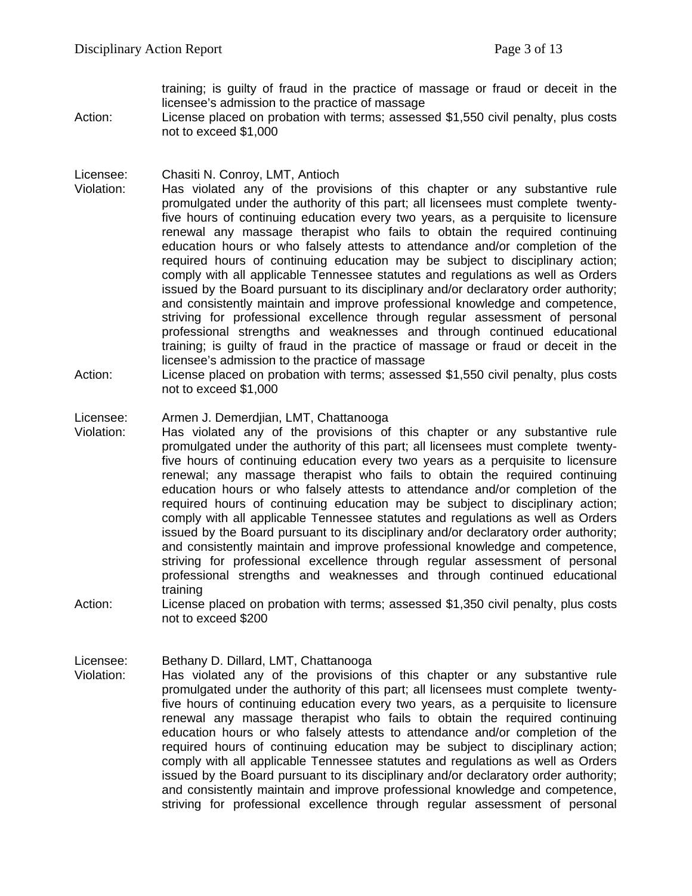training; is guilty of fraud in the practice of massage or fraud or deceit in the licensee's admission to the practice of massage

Action: License placed on probation with terms; assessed $1,550 civil penalty, plus costs not to exceed $1,000

Licensee: Chasiti N. Conroy, LMT, Antioch

Violation: Has violated any of the provisions of this chapter or any substantive rule promulgated under the authority of this part; all licensees must complete twenty-five hours of continuing education every two years, as a perquisite to licensure renewal any massage therapist who fails to obtain the required continuing education hours or who falsely attests to attendance and/or completion of the required hours of continuing education may be subject to disciplinary action; comply with all applicable Tennessee statutes and regulations as well as Orders issued by the Board pursuant to its disciplinary and/or declaratory order authority; and consistently maintain and improve professional knowledge and competence, striving for professional excellence through regular assessment of personal professional strengths and weaknesses and through continued educational training; is guilty of fraud in the practice of massage or fraud or deceit in the licensee's admission to the practice of massage

Action: License placed on probation with terms; assessed $1,550 civil penalty, plus costs not to exceed $1,000

Licensee: Armen J. Demerdjian, LMT, Chattanooga

Violation: Has violated any of the provisions of this chapter or any substantive rule promulgated under the authority of this part; all licensees must complete twenty-five hours of continuing education every two years as a perquisite to licensure renewal; any massage therapist who fails to obtain the required continuing education hours or who falsely attests to attendance and/or completion of the required hours of continuing education may be subject to disciplinary action; comply with all applicable Tennessee statutes and regulations as well as Orders issued by the Board pursuant to its disciplinary and/or declaratory order authority; and consistently maintain and improve professional knowledge and competence, striving for professional excellence through regular assessment of personal professional strengths and weaknesses and through continued educational training

Action: License placed on probation with terms; assessed $1,350 civil penalty, plus costs not to exceed $200

Licensee: Bethany D. Dillard, LMT, Chattanooga

Violation: Has violated any of the provisions of this chapter or any substantive rule promulgated under the authority of this part; all licensees must complete twenty-five hours of continuing education every two years, as a perquisite to licensure renewal any massage therapist who fails to obtain the required continuing education hours or who falsely attests to attendance and/or completion of the required hours of continuing education may be subject to disciplinary action; comply with all applicable Tennessee statutes and regulations as well as Orders issued by the Board pursuant to its disciplinary and/or declaratory order authority; and consistently maintain and improve professional knowledge and competence, striving for professional excellence through regular assessment of personal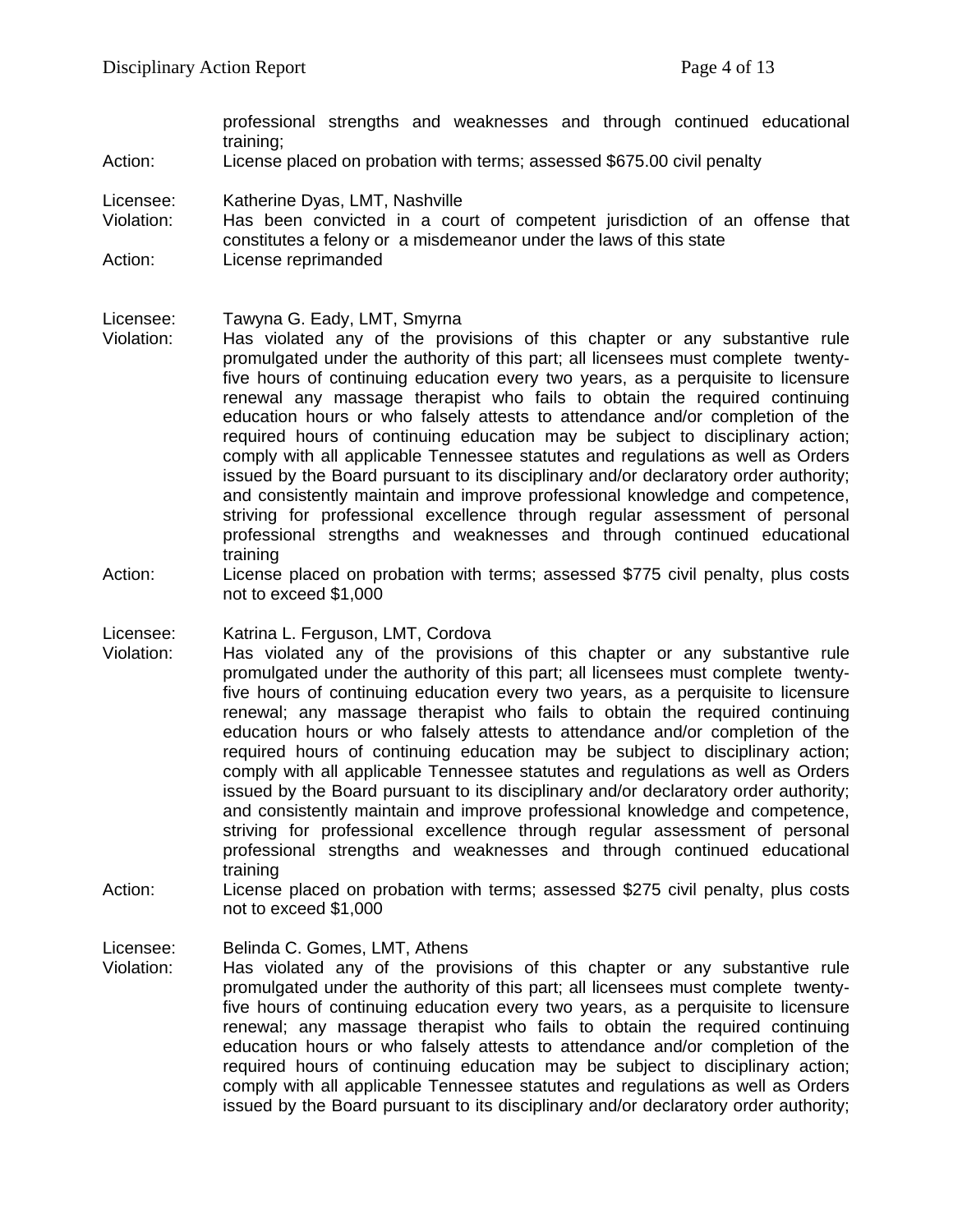professional strengths and weaknesses and through continued educational training;

Action: License placed on probation with terms; assessed $675.00 civil penalty

Licensee: Katherine Dyas, LMT, Nashville
Violation: Has been convicted in a court of competent jurisdiction of an offense that constitutes a felony or a misdemeanor under the laws of this state
Action: License reprimanded

Licensee: Tawyna G. Eady, LMT, Smyrna
Violation: Has violated any of the provisions of this chapter or any substantive rule promulgated under the authority of this part; all licensees must complete twenty-five hours of continuing education every two years, as a perquisite to licensure renewal any massage therapist who fails to obtain the required continuing education hours or who falsely attests to attendance and/or completion of the required hours of continuing education may be subject to disciplinary action; comply with all applicable Tennessee statutes and regulations as well as Orders issued by the Board pursuant to its disciplinary and/or declaratory order authority; and consistently maintain and improve professional knowledge and competence, striving for professional excellence through regular assessment of personal professional strengths and weaknesses and through continued educational training
Action: License placed on probation with terms; assessed $775 civil penalty, plus costs not to exceed $1,000

Licensee: Katrina L. Ferguson, LMT, Cordova
Violation: Has violated any of the provisions of this chapter or any substantive rule promulgated under the authority of this part; all licensees must complete twenty-five hours of continuing education every two years, as a perquisite to licensure renewal; any massage therapist who fails to obtain the required continuing education hours or who falsely attests to attendance and/or completion of the required hours of continuing education may be subject to disciplinary action; comply with all applicable Tennessee statutes and regulations as well as Orders issued by the Board pursuant to its disciplinary and/or declaratory order authority; and consistently maintain and improve professional knowledge and competence, striving for professional excellence through regular assessment of personal professional strengths and weaknesses and through continued educational training
Action: License placed on probation with terms; assessed $275 civil penalty, plus costs not to exceed $1,000

Licensee: Belinda C. Gomes, LMT, Athens
Violation: Has violated any of the provisions of this chapter or any substantive rule promulgated under the authority of this part; all licensees must complete twenty-five hours of continuing education every two years, as a perquisite to licensure renewal; any massage therapist who fails to obtain the required continuing education hours or who falsely attests to attendance and/or completion of the required hours of continuing education may be subject to disciplinary action; comply with all applicable Tennessee statutes and regulations as well as Orders issued by the Board pursuant to its disciplinary and/or declaratory order authority;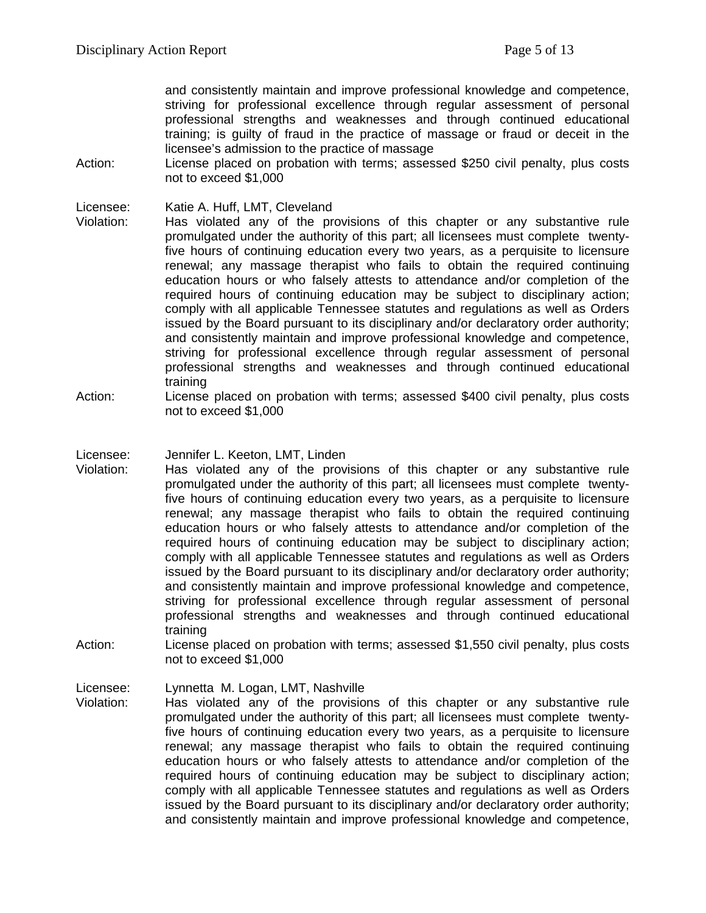and consistently maintain and improve professional knowledge and competence, striving for professional excellence through regular assessment of personal professional strengths and weaknesses and through continued educational training; is guilty of fraud in the practice of massage or fraud or deceit in the licensee's admission to the practice of massage

Action: License placed on probation with terms; assessed $250 civil penalty, plus costs not to exceed $1,000

Licensee: Katie A. Huff, LMT, Cleveland

Violation: Has violated any of the provisions of this chapter or any substantive rule promulgated under the authority of this part; all licensees must complete twenty-five hours of continuing education every two years, as a perquisite to licensure renewal; any massage therapist who fails to obtain the required continuing education hours or who falsely attests to attendance and/or completion of the required hours of continuing education may be subject to disciplinary action; comply with all applicable Tennessee statutes and regulations as well as Orders issued by the Board pursuant to its disciplinary and/or declaratory order authority; and consistently maintain and improve professional knowledge and competence, striving for professional excellence through regular assessment of personal professional strengths and weaknesses and through continued educational training

Action: License placed on probation with terms; assessed $400 civil penalty, plus costs not to exceed $1,000

Licensee: Jennifer L. Keeton, LMT, Linden

Violation: Has violated any of the provisions of this chapter or any substantive rule promulgated under the authority of this part; all licensees must complete twenty-five hours of continuing education every two years, as a perquisite to licensure renewal; any massage therapist who fails to obtain the required continuing education hours or who falsely attests to attendance and/or completion of the required hours of continuing education may be subject to disciplinary action; comply with all applicable Tennessee statutes and regulations as well as Orders issued by the Board pursuant to its disciplinary and/or declaratory order authority; and consistently maintain and improve professional knowledge and competence, striving for professional excellence through regular assessment of personal professional strengths and weaknesses and through continued educational training

Action: License placed on probation with terms; assessed $1,550 civil penalty, plus costs not to exceed $1,000

Licensee: Lynnetta M. Logan, LMT, Nashville

Violation: Has violated any of the provisions of this chapter or any substantive rule promulgated under the authority of this part; all licensees must complete twenty-five hours of continuing education every two years, as a perquisite to licensure renewal; any massage therapist who fails to obtain the required continuing education hours or who falsely attests to attendance and/or completion of the required hours of continuing education may be subject to disciplinary action; comply with all applicable Tennessee statutes and regulations as well as Orders issued by the Board pursuant to its disciplinary and/or declaratory order authority; and consistently maintain and improve professional knowledge and competence,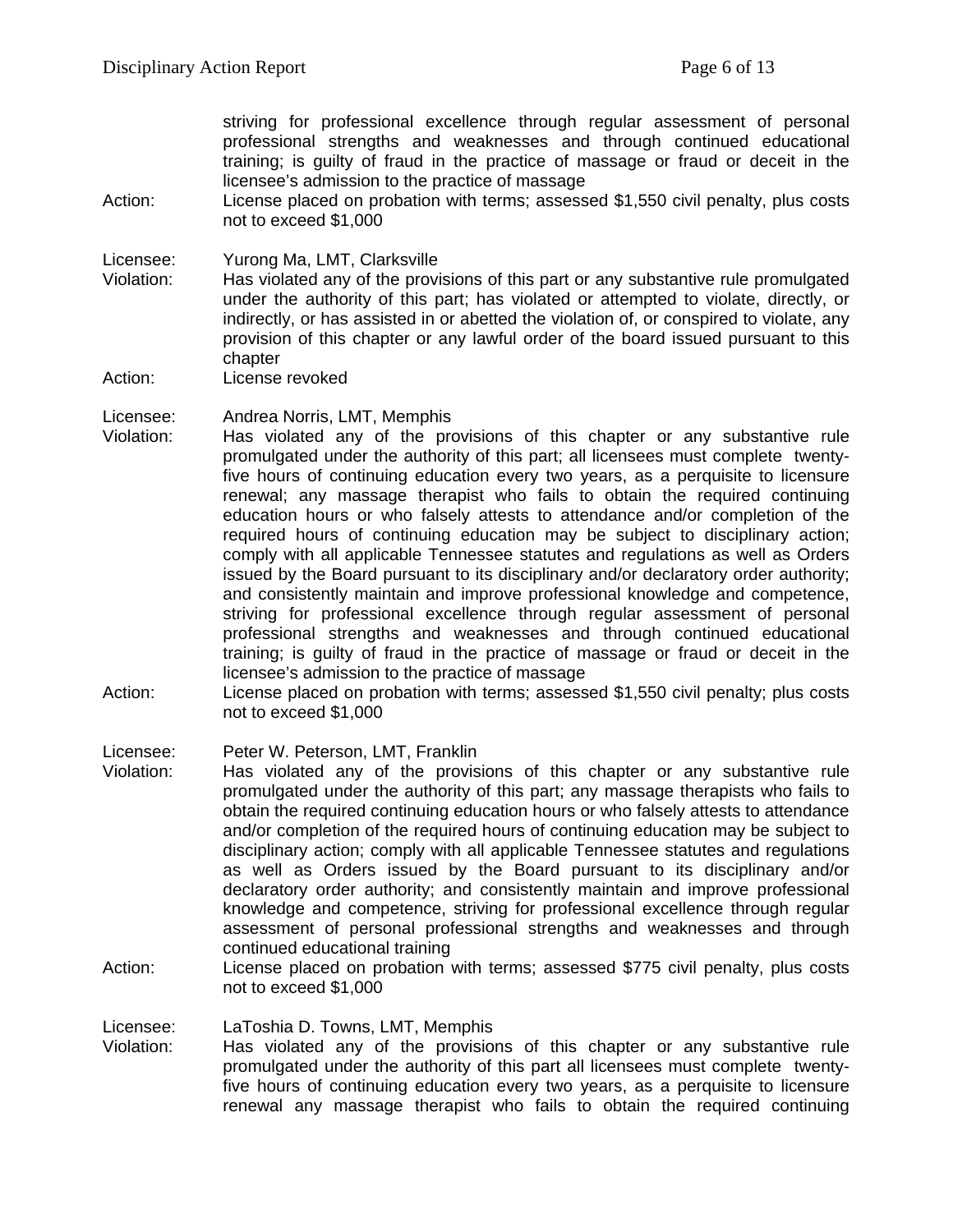striving for professional excellence through regular assessment of personal professional strengths and weaknesses and through continued educational training; is guilty of fraud in the practice of massage or fraud or deceit in the licensee's admission to the practice of massage

Action: License placed on probation with terms; assessed $1,550 civil penalty, plus costs not to exceed $1,000

Licensee: Yurong Ma, LMT, Clarksville

Violation: Has violated any of the provisions of this part or any substantive rule promulgated under the authority of this part; has violated or attempted to violate, directly, or indirectly, or has assisted in or abetted the violation of, or conspired to violate, any provision of this chapter or any lawful order of the board issued pursuant to this chapter

Action: License revoked

Licensee: Andrea Norris, LMT, Memphis

Violation: Has violated any of the provisions of this chapter or any substantive rule promulgated under the authority of this part; all licensees must complete twenty-five hours of continuing education every two years, as a perquisite to licensure renewal; any massage therapist who fails to obtain the required continuing education hours or who falsely attests to attendance and/or completion of the required hours of continuing education may be subject to disciplinary action; comply with all applicable Tennessee statutes and regulations as well as Orders issued by the Board pursuant to its disciplinary and/or declaratory order authority; and consistently maintain and improve professional knowledge and competence, striving for professional excellence through regular assessment of personal professional strengths and weaknesses and through continued educational training; is guilty of fraud in the practice of massage or fraud or deceit in the licensee's admission to the practice of massage

Action: License placed on probation with terms; assessed $1,550 civil penalty; plus costs not to exceed $1,000

Licensee: Peter W. Peterson, LMT, Franklin

Violation: Has violated any of the provisions of this chapter or any substantive rule promulgated under the authority of this part; any massage therapists who fails to obtain the required continuing education hours or who falsely attests to attendance and/or completion of the required hours of continuing education may be subject to disciplinary action; comply with all applicable Tennessee statutes and regulations as well as Orders issued by the Board pursuant to its disciplinary and/or declaratory order authority; and consistently maintain and improve professional knowledge and competence, striving for professional excellence through regular assessment of personal professional strengths and weaknesses and through continued educational training

Action: License placed on probation with terms; assessed $775 civil penalty, plus costs not to exceed $1,000

Licensee: LaToshia D. Towns, LMT, Memphis

Violation: Has violated any of the provisions of this chapter or any substantive rule promulgated under the authority of this part all licensees must complete twenty-five hours of continuing education every two years, as a perquisite to licensure renewal any massage therapist who fails to obtain the required continuing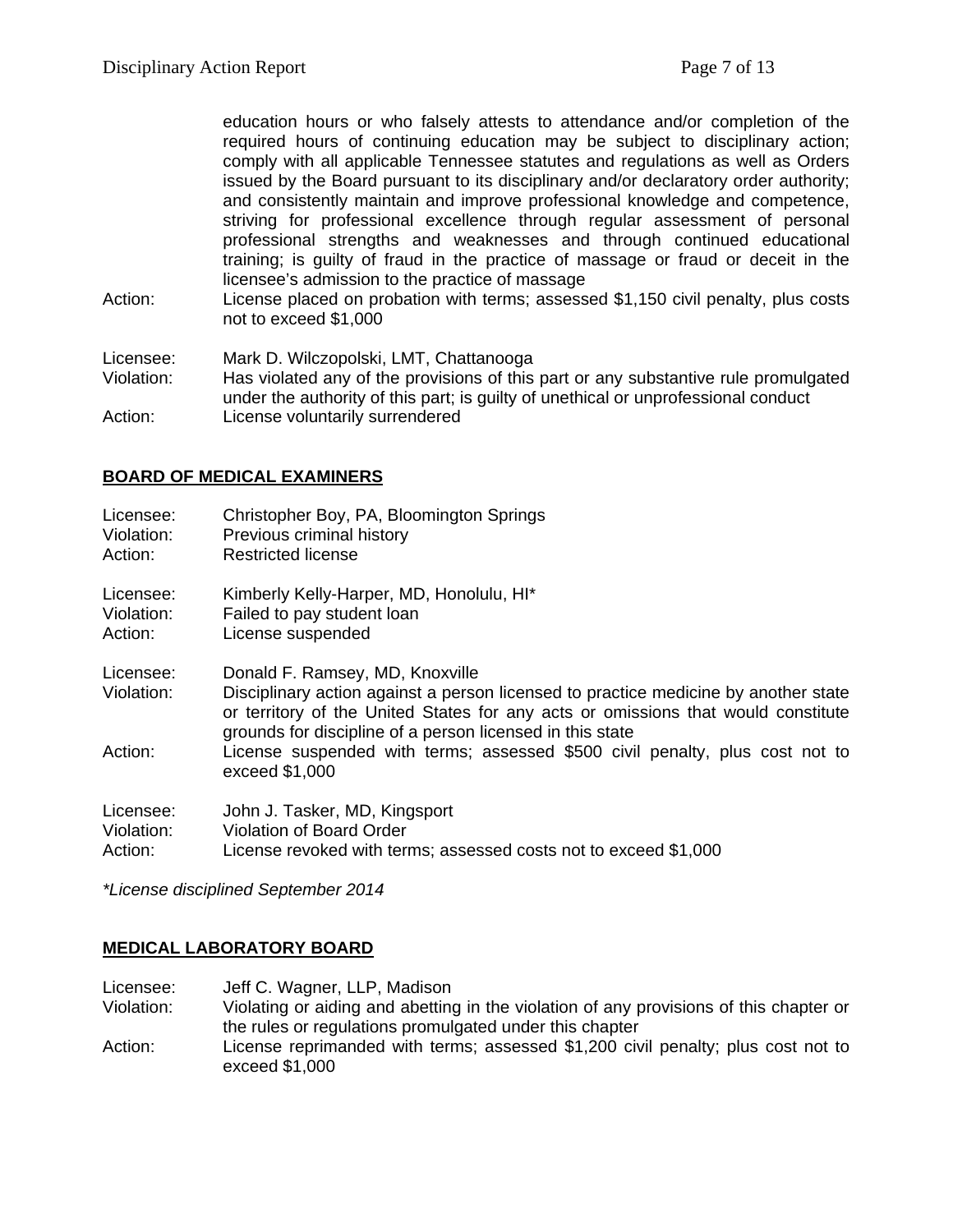education hours or who falsely attests to attendance and/or completion of the required hours of continuing education may be subject to disciplinary action; comply with all applicable Tennessee statutes and regulations as well as Orders issued by the Board pursuant to its disciplinary and/or declaratory order authority; and consistently maintain and improve professional knowledge and competence, striving for professional excellence through regular assessment of personal professional strengths and weaknesses and through continued educational training; is guilty of fraud in the practice of massage or fraud or deceit in the licensee's admission to the practice of massage

Action: License placed on probation with terms; assessed $1,150 civil penalty, plus costs not to exceed $1,000

Licensee: Mark D. Wilczopolski, LMT, Chattanooga
Violation: Has violated any of the provisions of this part or any substantive rule promulgated under the authority of this part; is guilty of unethical or unprofessional conduct
Action: License voluntarily surrendered

## BOARD OF MEDICAL EXAMINERS

Licensee: Christopher Boy, PA, Bloomington Springs
Violation: Previous criminal history
Action: Restricted license

Licensee: Kimberly Kelly-Harper, MD, Honolulu, HI*
Violation: Failed to pay student loan
Action: License suspended

Licensee: Donald F. Ramsey, MD, Knoxville
Violation: Disciplinary action against a person licensed to practice medicine by another state or territory of the United States for any acts or omissions that would constitute grounds for discipline of a person licensed in this state
Action: License suspended with terms; assessed $500 civil penalty, plus cost not to exceed $1,000

Licensee: John J. Tasker, MD, Kingsport
Violation: Violation of Board Order
Action: License revoked with terms; assessed costs not to exceed $1,000

*\*License disciplined September 2014*

## MEDICAL LABORATORY BOARD

Licensee: Jeff C. Wagner, LLP, Madison
Violation: Violating or aiding and abetting in the violation of any provisions of this chapter or the rules or regulations promulgated under this chapter
Action: License reprimanded with terms; assessed $1,200 civil penalty; plus cost not to exceed $1,000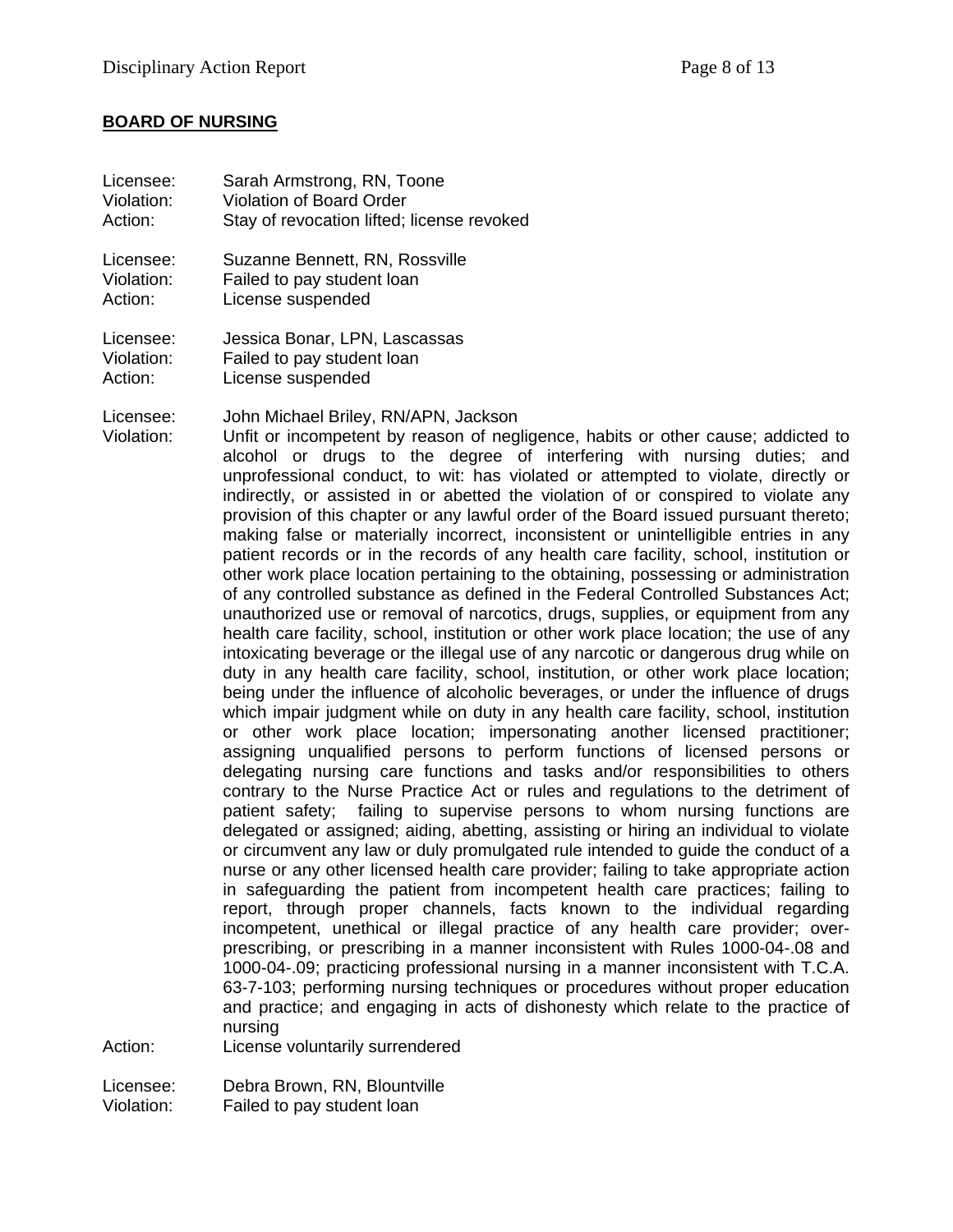**BOARD OF NURSING**

Licensee: Sarah Armstrong, RN, Toone
Violation: Violation of Board Order
Action: Stay of revocation lifted; license revoked

Licensee: Suzanne Bennett, RN, Rossville
Violation: Failed to pay student loan
Action: License suspended

Licensee: Jessica Bonar, LPN, Lascassas
Violation: Failed to pay student loan
Action: License suspended

Licensee: John Michael Briley, RN/APN, Jackson
Violation: Unfit or incompetent by reason of negligence, habits or other cause; addicted to alcohol or drugs to the degree of interfering with nursing duties; and unprofessional conduct, to wit: has violated or attempted to violate, directly or indirectly, or assisted in or abetted the violation of or conspired to violate any provision of this chapter or any lawful order of the Board issued pursuant thereto; making false or materially incorrect, inconsistent or unintelligible entries in any patient records or in the records of any health care facility, school, institution or other work place location pertaining to the obtaining, possessing or administration of any controlled substance as defined in the Federal Controlled Substances Act; unauthorized use or removal of narcotics, drugs, supplies, or equipment from any health care facility, school, institution or other work place location; the use of any intoxicating beverage or the illegal use of any narcotic or dangerous drug while on duty in any health care facility, school, institution, or other work place location; being under the influence of alcoholic beverages, or under the influence of drugs which impair judgment while on duty in any health care facility, school, institution or other work place location; impersonating another licensed practitioner; assigning unqualified persons to perform functions of licensed persons or delegating nursing care functions and tasks and/or responsibilities to others contrary to the Nurse Practice Act or rules and regulations to the detriment of patient safety; failing to supervise persons to whom nursing functions are delegated or assigned; aiding, abetting, assisting or hiring an individual to violate or circumvent any law or duly promulgated rule intended to guide the conduct of a nurse or any other licensed health care provider; failing to take appropriate action in safeguarding the patient from incompetent health care practices; failing to report, through proper channels, facts known to the individual regarding incompetent, unethical or illegal practice of any health care provider; over-prescribing, or prescribing in a manner inconsistent with Rules 1000-04-.08 and 1000-04-.09; practicing professional nursing in a manner inconsistent with T.C.A. 63-7-103; performing nursing techniques or procedures without proper education and practice; and engaging in acts of dishonesty which relate to the practice of nursing
Action: License voluntarily surrendered

Licensee: Debra Brown, RN, Blountville
Violation: Failed to pay student loan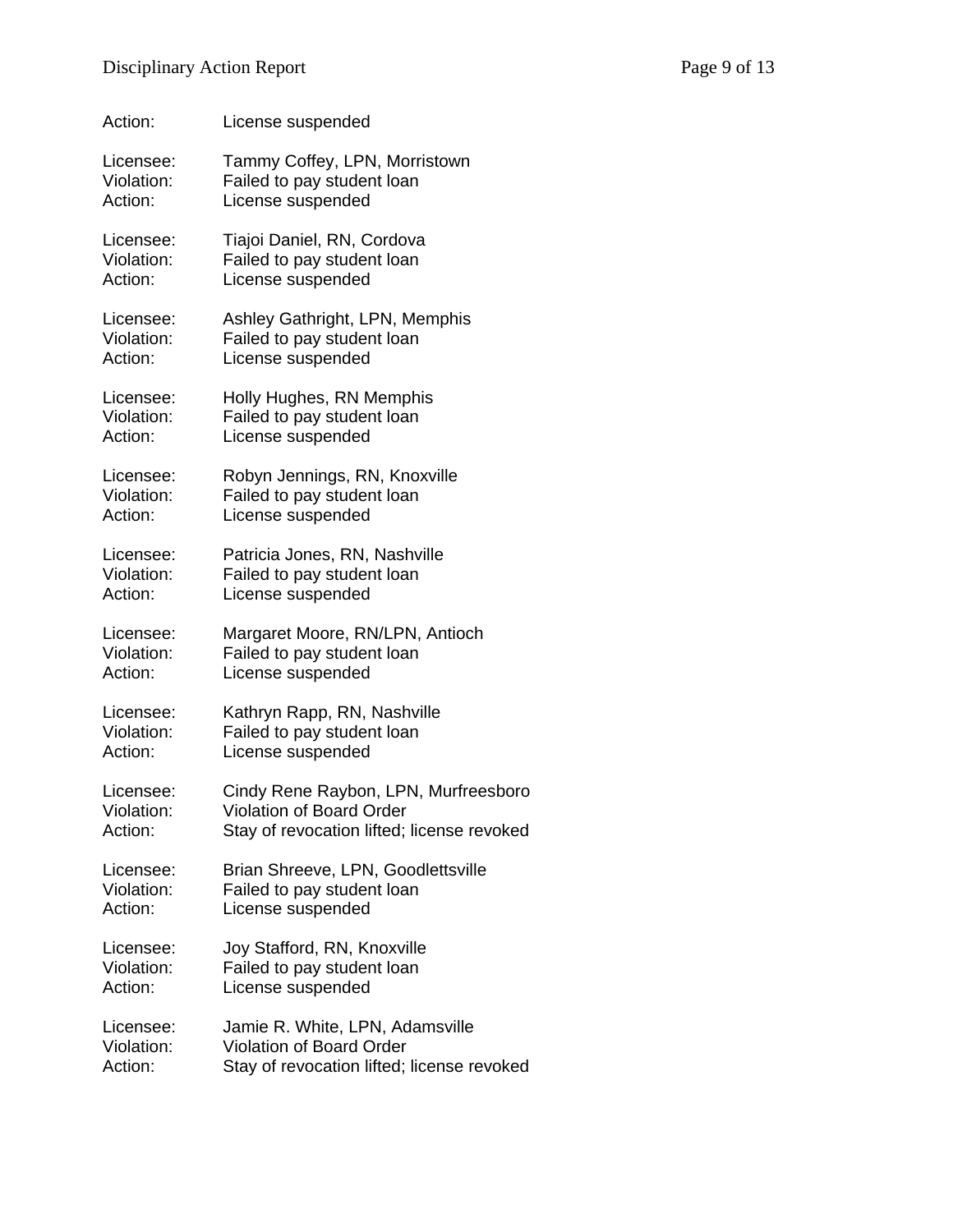Action: License suspended

Licensee: Tammy Coffey, LPN, Morristown
Violation: Failed to pay student loan
Action: License suspended

Licensee: Tiajoi Daniel, RN, Cordova
Violation: Failed to pay student loan
Action: License suspended

Licensee: Ashley Gathright, LPN, Memphis
Violation: Failed to pay student loan
Action: License suspended

Licensee: Holly Hughes, RN Memphis
Violation: Failed to pay student loan
Action: License suspended

Licensee: Robyn Jennings, RN, Knoxville
Violation: Failed to pay student loan
Action: License suspended

Licensee: Patricia Jones, RN, Nashville
Violation: Failed to pay student loan
Action: License suspended

Licensee: Margaret Moore, RN/LPN, Antioch
Violation: Failed to pay student loan
Action: License suspended

Licensee: Kathryn Rapp, RN, Nashville
Violation: Failed to pay student loan
Action: License suspended

Licensee: Cindy Rene Raybon, LPN, Murfreesboro
Violation: Violation of Board Order
Action: Stay of revocation lifted; license revoked

Licensee: Brian Shreeve, LPN, Goodlettsville
Violation: Failed to pay student loan
Action: License suspended

Licensee: Joy Stafford, RN, Knoxville
Violation: Failed to pay student loan
Action: License suspended

Licensee: Jamie R. White, LPN, Adamsville
Violation: Violation of Board Order
Action: Stay of revocation lifted; license revoked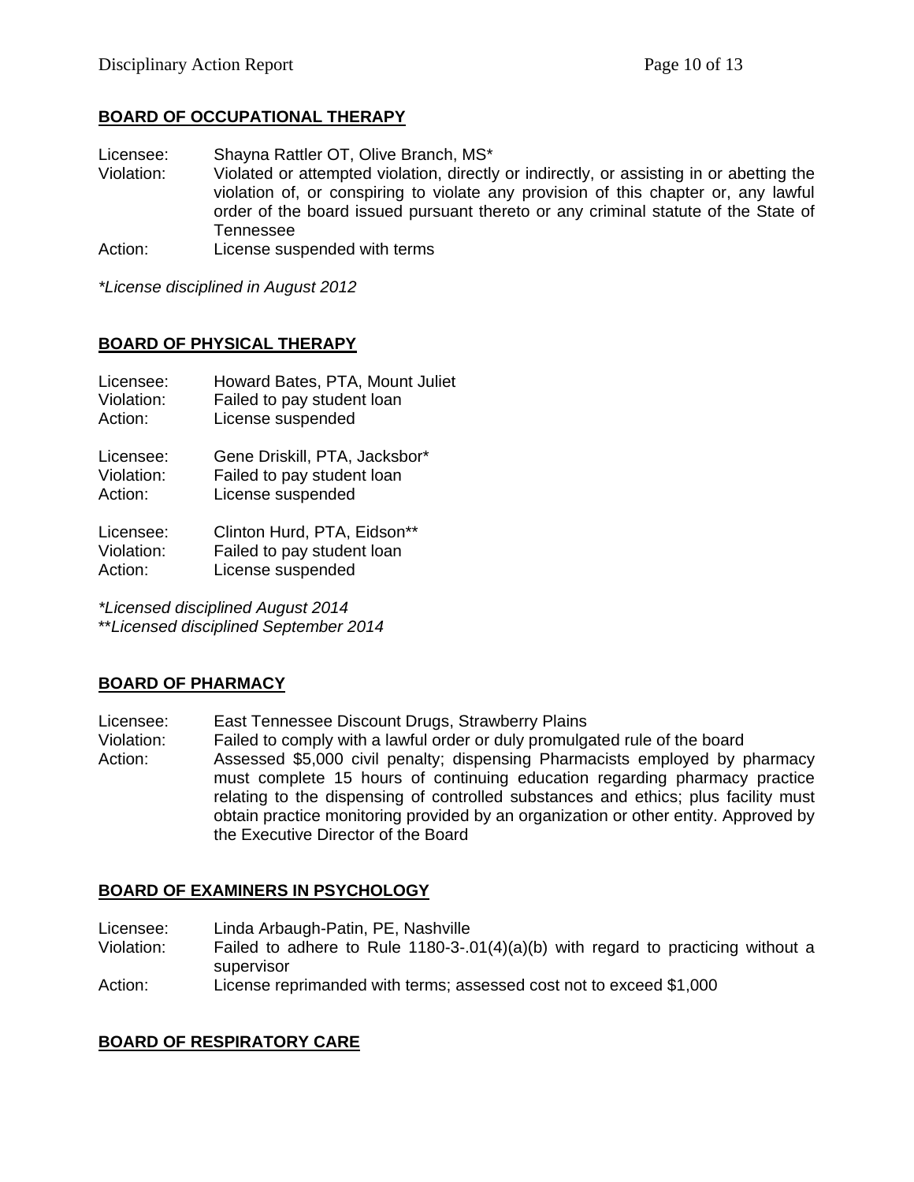**BOARD OF OCCUPATIONAL THERAPY**

Licensee: Shayna Rattler OT, Olive Branch, MS*
Violation: Violated or attempted violation, directly or indirectly, or assisting in or abetting the violation of, or conspiring to violate any provision of this chapter or, any lawful order of the board issued pursuant thereto or any criminal statute of the State of Tennessee
Action: License suspended with terms

*\*License disciplined in August 2012*

**BOARD OF PHYSICAL THERAPY**

Licensee: Howard Bates, PTA, Mount Juliet
Violation: Failed to pay student loan
Action: License suspended

Licensee: Gene Driskill, PTA, Jacksbor*
Violation: Failed to pay student loan
Action: License suspended

Licensee: Clinton Hurd, PTA, Eidson**
Violation: Failed to pay student loan
Action: License suspended

*\*Licensed disciplined August 2014*
*\*\*Licensed disciplined September 2014*

**BOARD OF PHARMACY**

Licensee: East Tennessee Discount Drugs, Strawberry Plains
Violation: Failed to comply with a lawful order or duly promulgated rule of the board
Action: Assessed $5,000 civil penalty; dispensing Pharmacists employed by pharmacy must complete 15 hours of continuing education regarding pharmacy practice relating to the dispensing of controlled substances and ethics; plus facility must obtain practice monitoring provided by an organization or other entity. Approved by the Executive Director of the Board

**BOARD OF EXAMINERS IN PSYCHOLOGY**

Licensee: Linda Arbaugh-Patin, PE, Nashville
Violation: Failed to adhere to Rule 1180-3-.01(4)(a)(b) with regard to practicing without a supervisor
Action: License reprimanded with terms; assessed cost not to exceed $1,000

**BOARD OF RESPIRATORY CARE**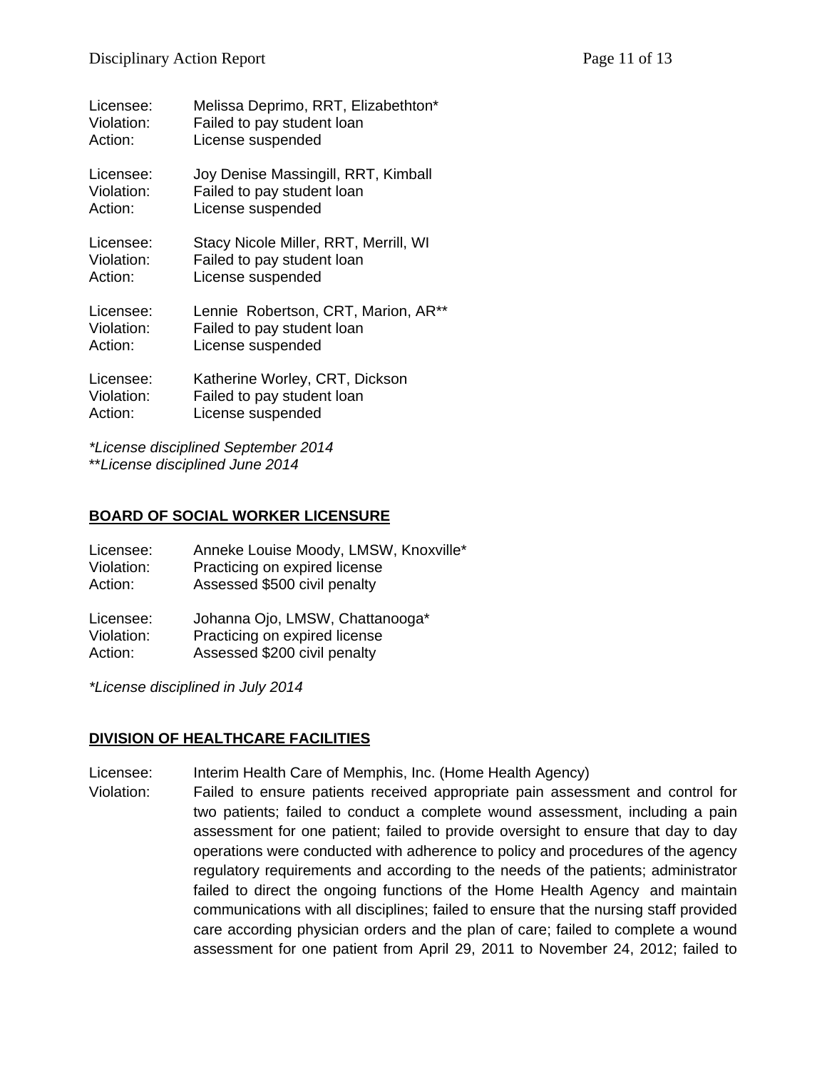Licensee: Melissa Deprimo, RRT, Elizabethton*
Violation: Failed to pay student loan
Action: License suspended

Licensee: Joy Denise Massingill, RRT, Kimball
Violation: Failed to pay student loan
Action: License suspended

Licensee: Stacy Nicole Miller, RRT, Merrill, WI
Violation: Failed to pay student loan
Action: License suspended

Licensee: Lennie Robertson, CRT, Marion, AR**
Violation: Failed to pay student loan
Action: License suspended

Licensee: Katherine Worley, CRT, Dickson
Violation: Failed to pay student loan
Action: License suspended

*\*License disciplined September 2014*
*\*\*License disciplined June 2014*

## BOARD OF SOCIAL WORKER LICENSURE

Licensee: Anneke Louise Moody, LMSW, Knoxville*
Violation: Practicing on expired license
Action: Assessed $500 civil penalty

Licensee: Johanna Ojo, LMSW, Chattanooga*
Violation: Practicing on expired license
Action: Assessed $200 civil penalty

*\*License disciplined in July 2014*

## DIVISION OF HEALTHCARE FACILITIES

Licensee: Interim Health Care of Memphis, Inc. (Home Health Agency)
Violation: Failed to ensure patients received appropriate pain assessment and control for two patients; failed to conduct a complete wound assessment, including a pain assessment for one patient; failed to provide oversight to ensure that day to day operations were conducted with adherence to policy and procedures of the agency regulatory requirements and according to the needs of the patients; administrator failed to direct the ongoing functions of the Home Health Agency and maintain communications with all disciplines; failed to ensure that the nursing staff provided care according physician orders and the plan of care; failed to complete a wound assessment for one patient from April 29, 2011 to November 24, 2012; failed to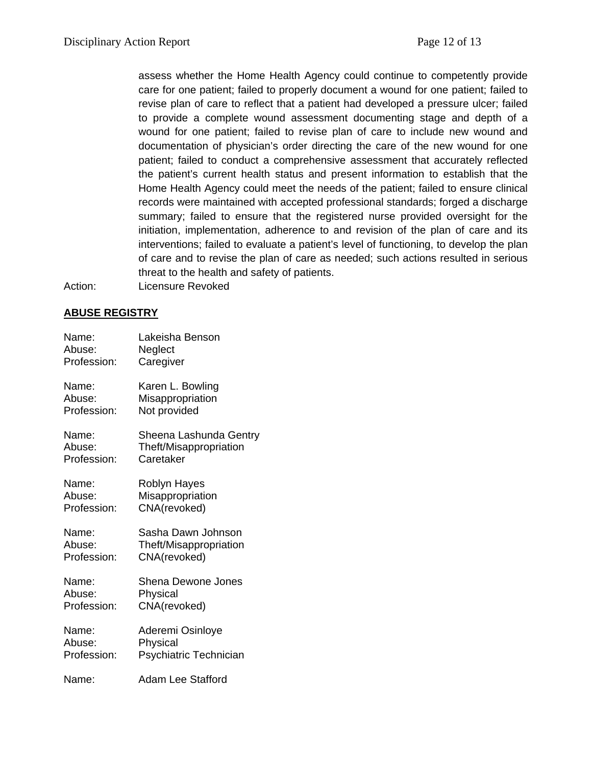assess whether the Home Health Agency could continue to competently provide care for one patient; failed to properly document a wound for one patient; failed to revise plan of care to reflect that a patient had developed a pressure ulcer; failed to provide a complete wound assessment documenting stage and depth of a wound for one patient; failed to revise plan of care to include new wound and documentation of physician's order directing the care of the new wound for one patient; failed to conduct a comprehensive assessment that accurately reflected the patient's current health status and present information to establish that the Home Health Agency could meet the needs of the patient; failed to ensure clinical records were maintained with accepted professional standards; forged a discharge summary; failed to ensure that the registered nurse provided oversight for the initiation, implementation, adherence to and revision of the plan of care and its interventions; failed to evaluate a patient's level of functioning, to develop the plan of care and to revise the plan of care as needed; such actions resulted in serious threat to the health and safety of patients.

Action: Licensure Revoked

## ABUSE REGISTRY

Name: Lakeisha Benson
Abuse: Neglect
Profession: Caregiver

Name: Karen L. Bowling
Abuse: Misappropriation
Profession: Not provided

Name: Sheena Lashunda Gentry
Abuse: Theft/Misappropriation
Profession: Caretaker

Name: Roblyn Hayes
Abuse: Misappropriation
Profession: CNA(revoked)

Name: Sasha Dawn Johnson
Abuse: Theft/Misappropriation
Profession: CNA(revoked)

Name: Shena Dewone Jones
Abuse: Physical
Profession: CNA(revoked)

Name: Aderemi Osinloye
Abuse: Physical
Profession: Psychiatric Technician

Name: Adam Lee Stafford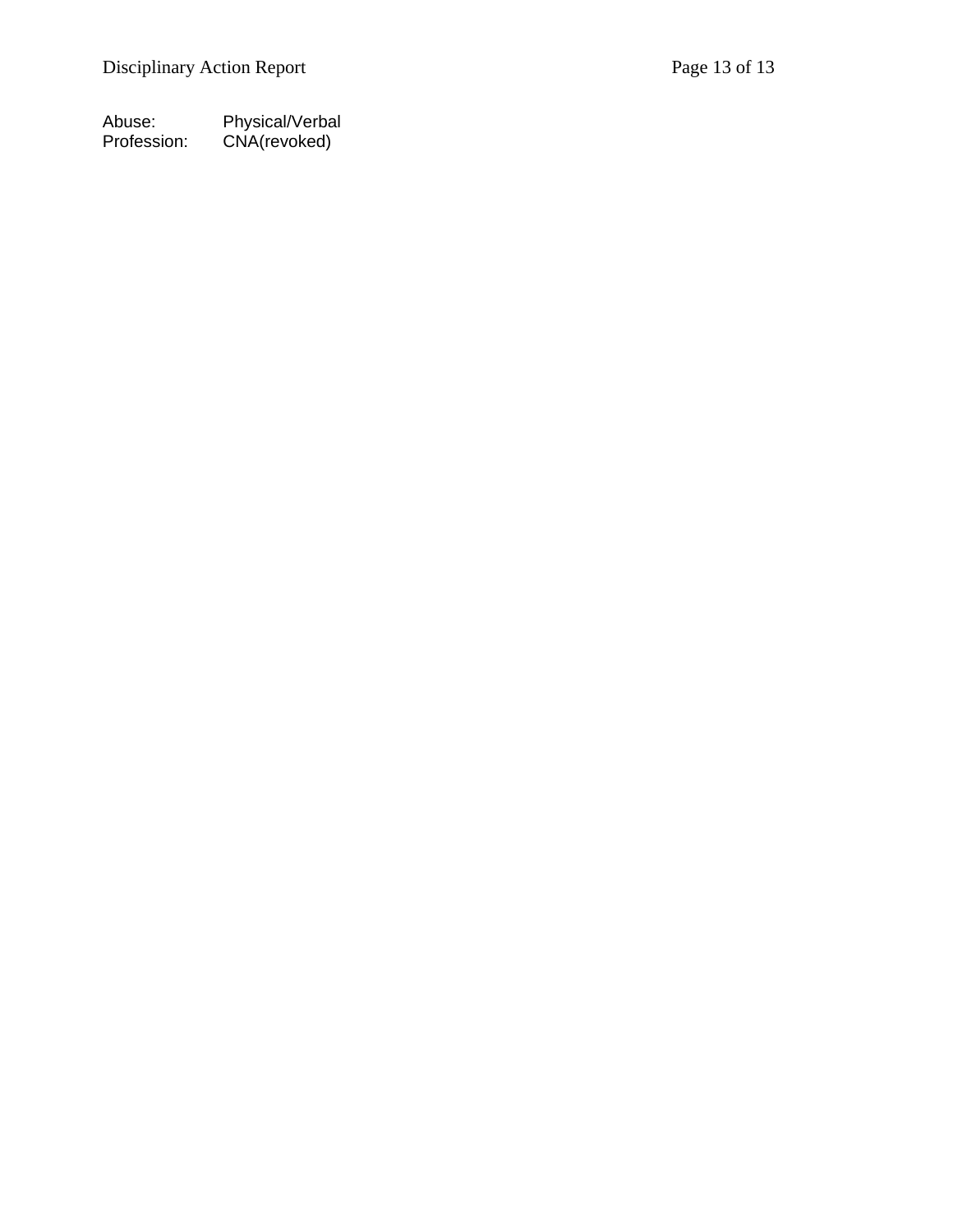Abuse: Physical/Verbal
Profession: CNA(revoked)